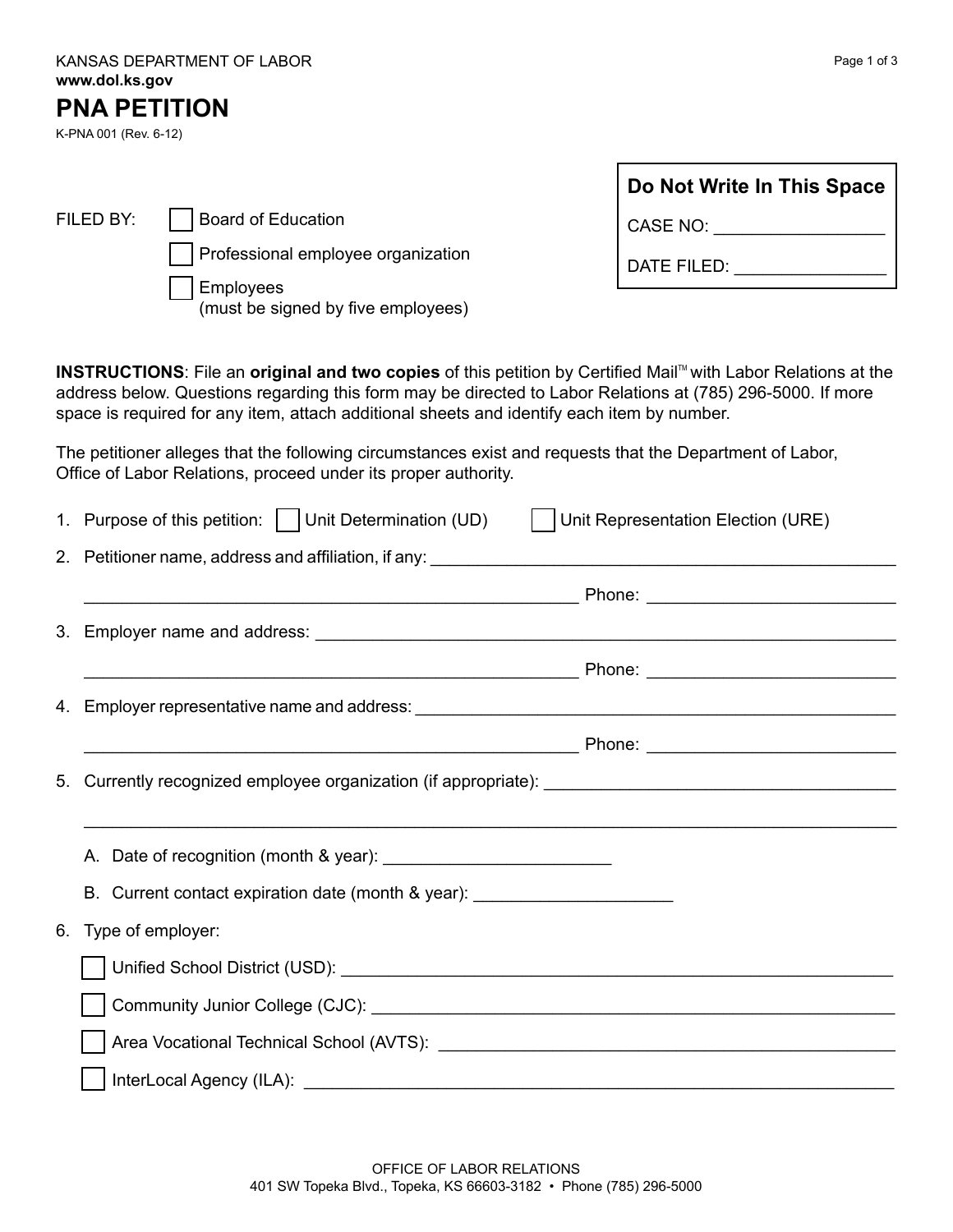KANSAS DEPARTMENT OF LABOR
**www.dol.ks.gov**

# PNA PETITION

K-PNA 001 (Rev. 6-12)

**Do Not Write In This Space**

CASE NO: __________________

DATE FILED: ________________

FILED BY:

- ☐ Board of Education
- ☐ Professional employee organization
- ☐ Employees (must be signed by five employees)

**INSTRUCTIONS**: File an **original and two copies** of this petition by Certified Mail™ with Labor Relations at the address below. Questions regarding this form may be directed to Labor Relations at (785) 296-5000. If more space is required for any item, attach additional sheets and identify each item by number.

The petitioner alleges that the following circumstances exist and requests that the Department of Labor, Office of Labor Relations, proceed under its proper authority.

1. Purpose of this petition: ☐ Unit Determination (UD) ☐ Unit Representation Election (URE)
2. Petitioner name, address and affiliation, if any: ______________________________________________

   ______________________________________________ Phone: ________________________
3. Employer name and address: ______________________________________________

   ______________________________________________ Phone: ________________________
4. Employer representative name and address: ______________________________________________

   ______________________________________________ Phone: ________________________
5. Currently recognized employee organization (if appropriate): ________________________________

   ______________________________________________________________________________

   A. Date of recognition (month & year): ______________________

   B. Current contact expiration date (month & year): ____________________
6. Type of employer:

   ☐ Unified School District (USD): ______________________________________________

   ☐ Community Junior College (CJC): ______________________________________________

   ☐ Area Vocational Technical School (AVTS): ______________________________________________

   ☐ InterLocal Agency (ILA): ______________________________________________

OFFICE OF LABOR RELATIONS
401 SW Topeka Blvd., Topeka, KS 66603-3182 • Phone (785) 296-5000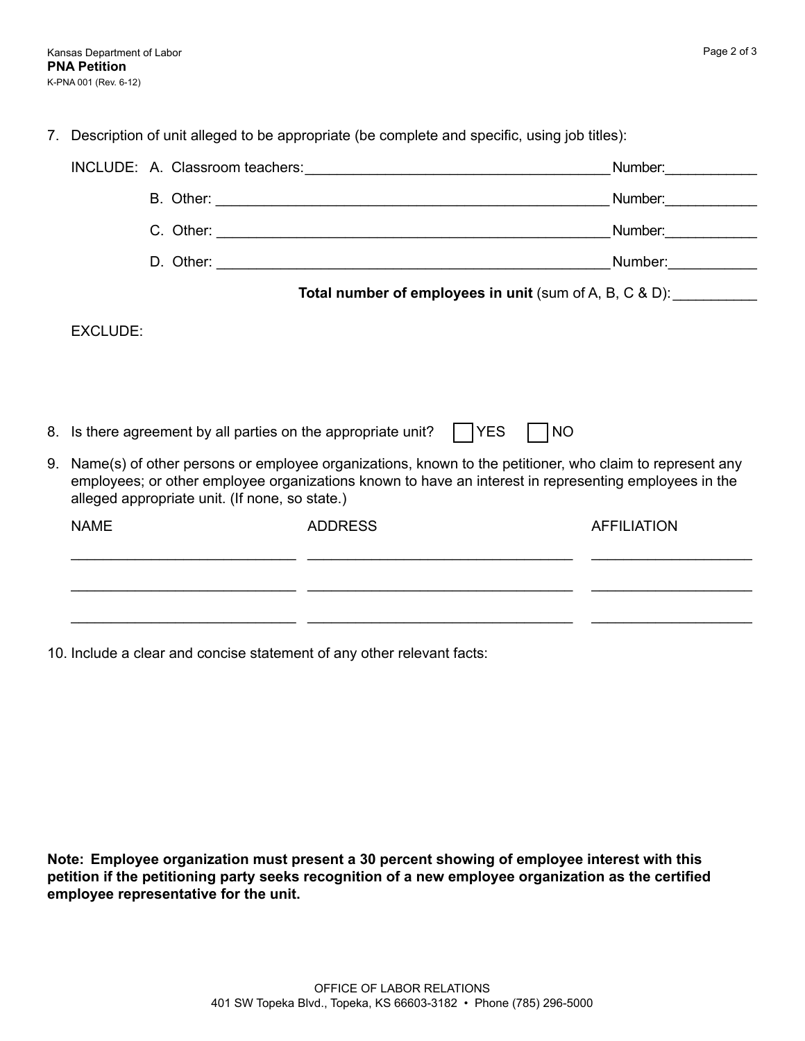7. Description of unit alleged to be appropriate (be complete and specific, using job titles):

INCLUDE: A. Classroom teachers:_______________________________________ Number:___________

B. Other: __________________________________________________ Number:___________

C. Other: __________________________________________________ Number:___________

D. Other: __________________________________________________ Number:___________

**Total number of employees in unit** (sum of A, B, C & D):__________

EXCLUDE:

8. Is there agreement by all parties on the appropriate unit? ☐ YES ☐ NO

9. Name(s) of other persons or employee organizations, known to the petitioner, who claim to represent any employees; or other employee organizations known to have an interest in representing employees in the alleged appropriate unit. (If none, so state.)

| NAME | ADDRESS | AFFILIATION |
|---|---|---|
| | | |
| | | |
| | | |

10. Include a clear and concise statement of any other relevant facts:

**Note: Employee organization must present a 30 percent showing of employee interest with this petition if the petitioning party seeks recognition of a new employee organization as the certified employee representative for the unit.**

OFFICE OF LABOR RELATIONS
401 SW Topeka Blvd., Topeka, KS 66603-3182 • Phone (785) 296-5000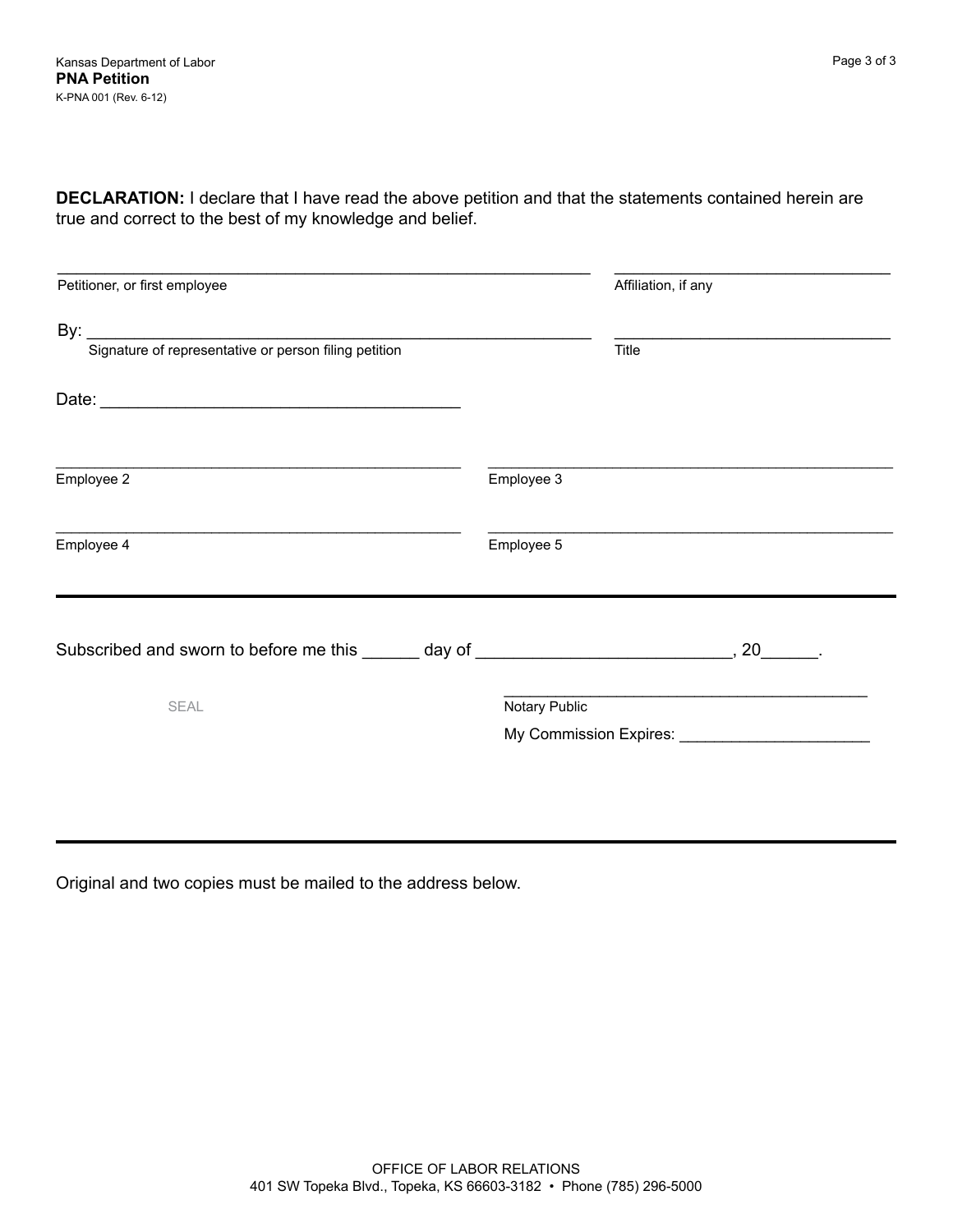**DECLARATION:** I declare that I have read the above petition and that the statements contained herein are true and correct to the best of my knowledge and belief.

_______________________________________________  _______________________________
Petitioner, or first employee  Affiliation, if any

By: _______________________________________________  _______________________________
Signature of representative or person filing petition  Title

Date: ____________________________________

_______________________________________________  _______________________________________________
Employee 2  Employee 3

_______________________________________________  _______________________________________________
Employee 4  Employee 5

---

Subscribed and sworn to before me this ______ day of ___________________________, 20______.

SEAL

_________________________________________
Notary Public

My Commission Expires: _____________________

---

Original and two copies must be mailed to the address below.

OFFICE OF LABOR RELATIONS
401 SW Topeka Blvd., Topeka, KS 66603-3182 • Phone (785) 296-5000